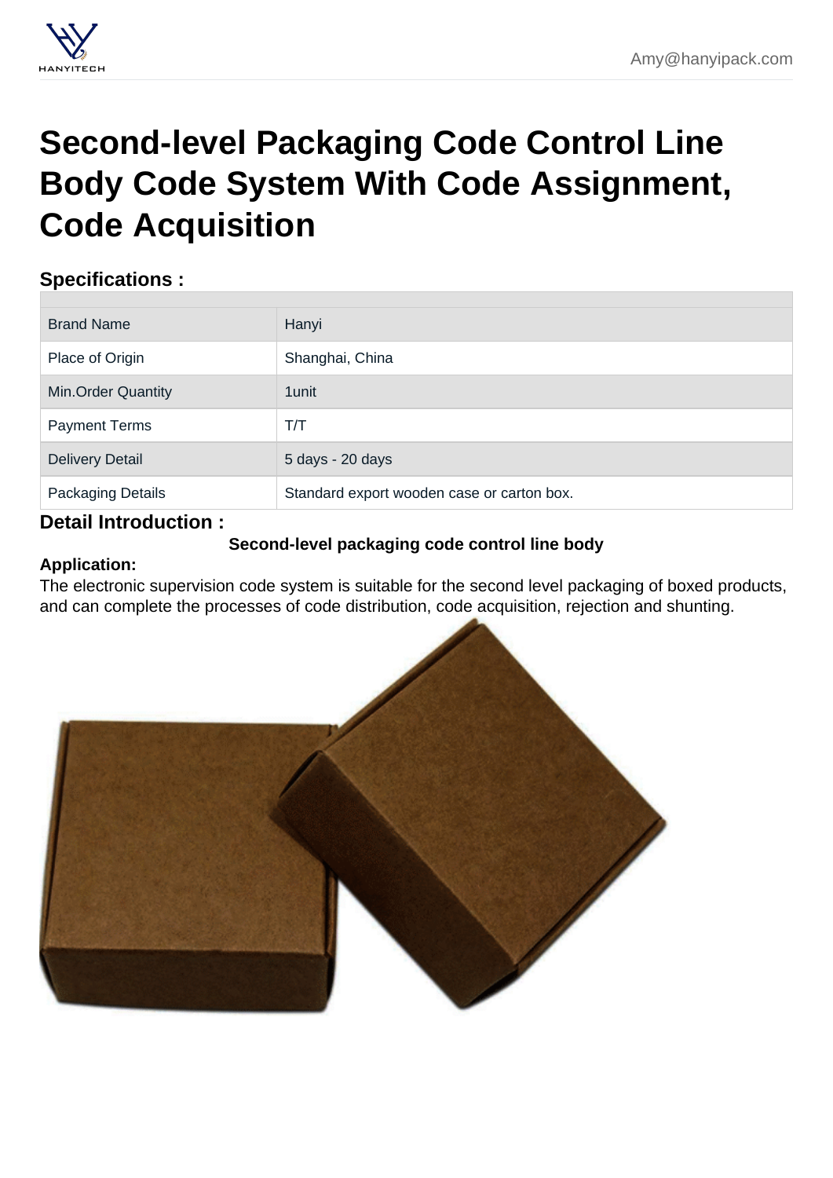# Second-level Packaging Code Control Line Body Code System With Code Assignment, Code Acquisition

## Specifications :

| | |
|---|---|
| Brand Name | Hanyi |
| Place of Origin | Shanghai, China |
| Min.Order Quantity | 1unit |
| Payment Terms | T/T |
| Delivery Detail | 5 days - 20 days |
| Packaging Details | Standard export wooden case or carton box. |

## Detail Introduction :

**Second-level packaging code control line body**

**Application:**

The electronic supervision code system is suitable for the second level packaging of boxed products, and can complete the processes of code distribution, code acquisition, rejection and shunting.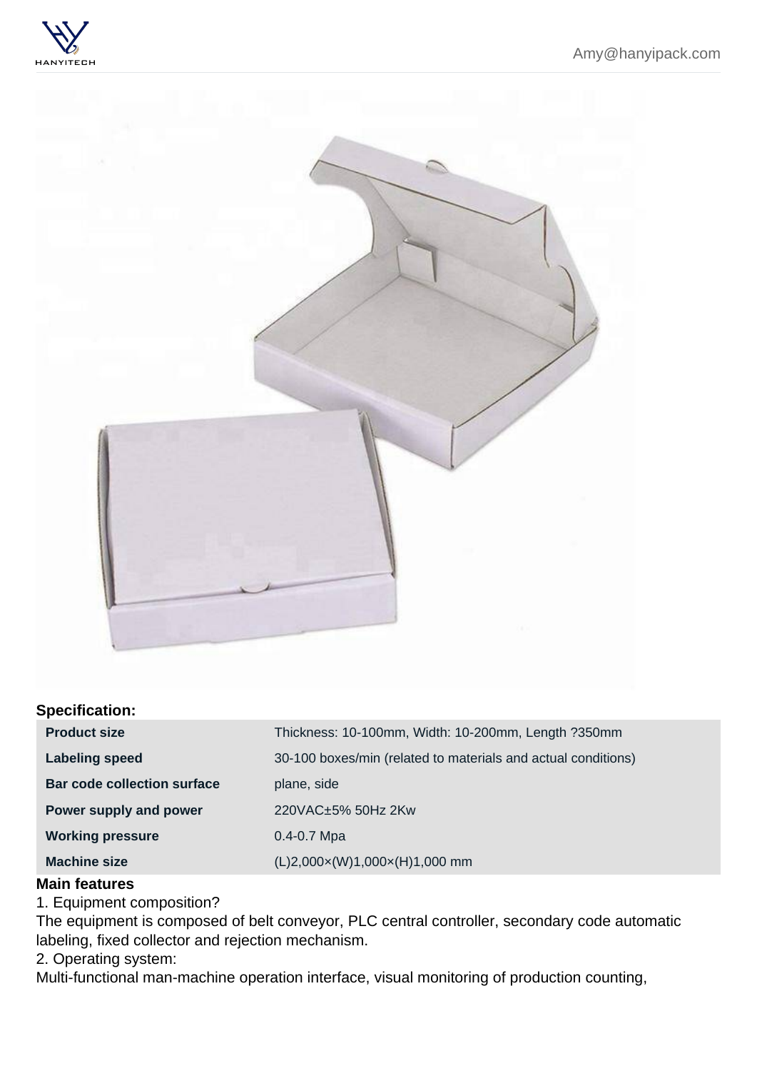**Specification:**

| | |
|---|---|
| **Product size** | Thickness: 10-100mm, Width: 10-200mm, Length ?350mm |
| **Labeling speed** | 30-100 boxes/min (related to materials and actual conditions) |
| **Bar code collection surface** | plane, side |
| **Power supply and power** | 220VAC±5% 50Hz 2Kw |
| **Working pressure** | 0.4-0.7 Mpa |
| **Machine size** | (L)2,000×(W)1,000×(H)1,000 mm |

**Main features**

1. Equipment composition?

The equipment is composed of belt conveyor, PLC central controller, secondary code automatic labeling, fixed collector and rejection mechanism.

2. Operating system:

Multi-functional man-machine operation interface, visual monitoring of production counting,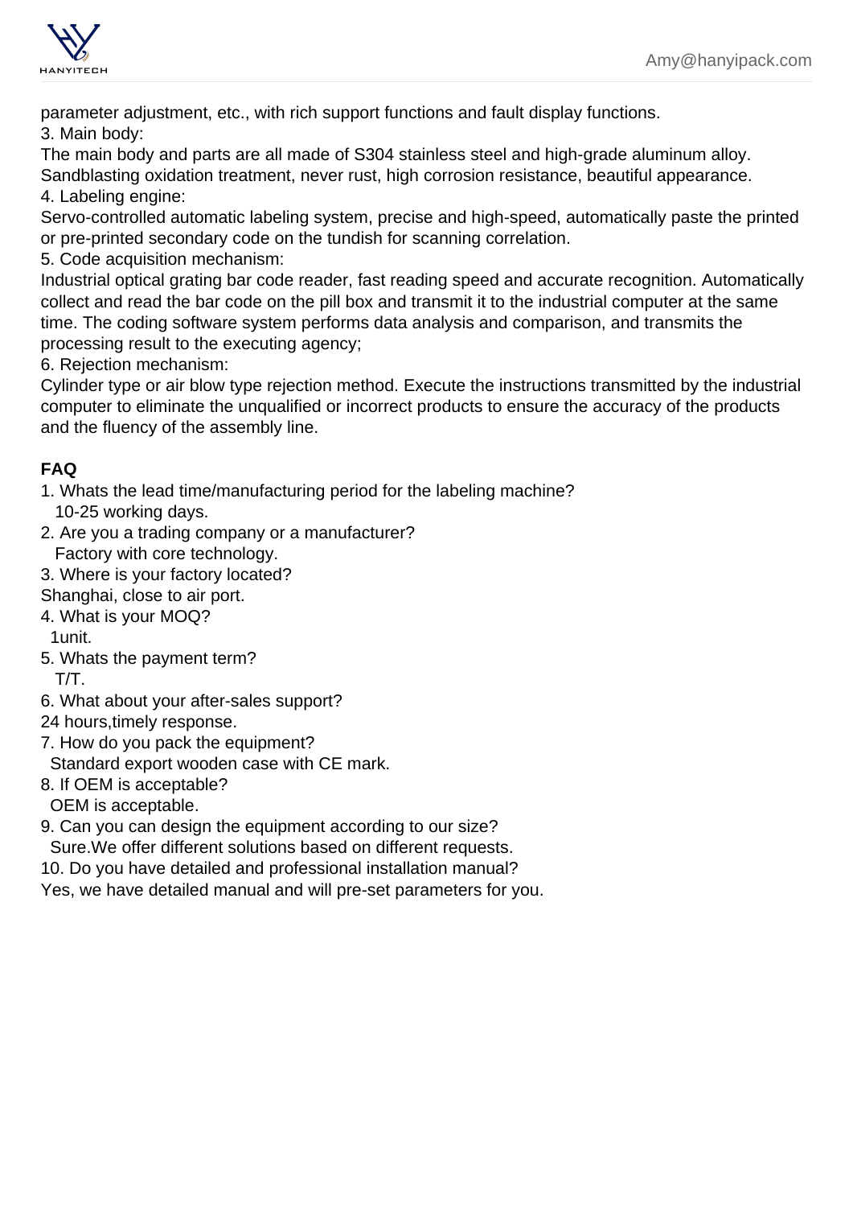parameter adjustment, etc., with rich support functions and fault display functions.

3. Main body:

The main body and parts are all made of S304 stainless steel and high-grade aluminum alloy. Sandblasting oxidation treatment, never rust, high corrosion resistance, beautiful appearance.

4. Labeling engine:

Servo-controlled automatic labeling system, precise and high-speed, automatically paste the printed or pre-printed secondary code on the tundish for scanning correlation.

5. Code acquisition mechanism:

Industrial optical grating bar code reader, fast reading speed and accurate recognition. Automatically collect and read the bar code on the pill box and transmit it to the industrial computer at the same time. The coding software system performs data analysis and comparison, and transmits the processing result to the executing agency;

6. Rejection mechanism:

Cylinder type or air blow type rejection method. Execute the instructions transmitted by the industrial computer to eliminate the unqualified or incorrect products to ensure the accuracy of the products and the fluency of the assembly line.

**FAQ**

1. Whats the lead time/manufacturing period for the labeling machine?
   10-25 working days.
2. Are you a trading company or a manufacturer?
   Factory with core technology.
3. Where is your factory located?
   Shanghai, close to air port.
4. What is your MOQ?
   1unit.
5. Whats the payment term?
   T/T.
6. What about your after-sales support?
   24 hours,timely response.
7. How do you pack the equipment?
   Standard export wooden case with CE mark.
8. If OEM is acceptable?
   OEM is acceptable.
9. Can you can design the equipment according to our size?
   Sure.We offer different solutions based on different requests.
10. Do you have detailed and professional installation manual?
    Yes, we have detailed manual and will pre-set parameters for you.